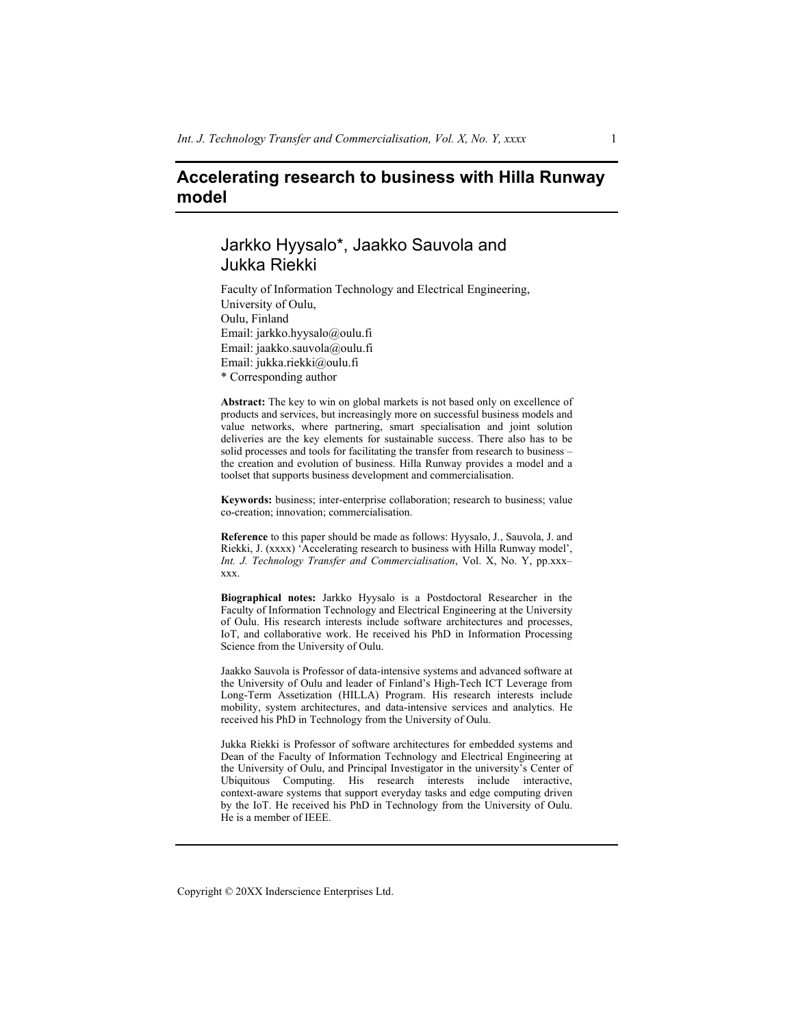# Accelerating research to business with Hilla Runway model

## Jarkko Hyysalo*, Jaakko Sauvola and Jukka Riekki

Faculty of Information Technology and Electrical Engineering,
University of Oulu,
Oulu, Finland
Email: jarkko.hyysalo@oulu.fi
Email: jaakko.sauvola@oulu.fi
Email: jukka.riekki@oulu.fi
* Corresponding author

**Abstract:** The key to win on global markets is not based only on excellence of products and services, but increasingly more on successful business models and value networks, where partnering, smart specialisation and joint solution deliveries are the key elements for sustainable success. There also has to be solid processes and tools for facilitating the transfer from research to business – the creation and evolution of business. Hilla Runway provides a model and a toolset that supports business development and commercialisation.

**Keywords:** business; inter-enterprise collaboration; research to business; value co-creation; innovation; commercialisation.

**Reference** to this paper should be made as follows: Hyysalo, J., Sauvola, J. and Riekki, J. (xxxx) 'Accelerating research to business with Hilla Runway model', *Int. J. Technology Transfer and Commercialisation*, Vol. X, No. Y, pp.xxx–xxx.

**Biographical notes:** Jarkko Hyysalo is a Postdoctoral Researcher in the Faculty of Information Technology and Electrical Engineering at the University of Oulu. His research interests include software architectures and processes, IoT, and collaborative work. He received his PhD in Information Processing Science from the University of Oulu.

Jaakko Sauvola is Professor of data-intensive systems and advanced software at the University of Oulu and leader of Finland's High-Tech ICT Leverage from Long-Term Assetization (HILLA) Program. His research interests include mobility, system architectures, and data-intensive services and analytics. He received his PhD in Technology from the University of Oulu.

Jukka Riekki is Professor of software architectures for embedded systems and Dean of the Faculty of Information Technology and Electrical Engineering at the University of Oulu, and Principal Investigator in the university's Center of Ubiquitous Computing. His research interests include interactive, context-aware systems that support everyday tasks and edge computing driven by the IoT. He received his PhD in Technology from the University of Oulu. He is a member of IEEE.

Copyright © 20XX Inderscience Enterprises Ltd.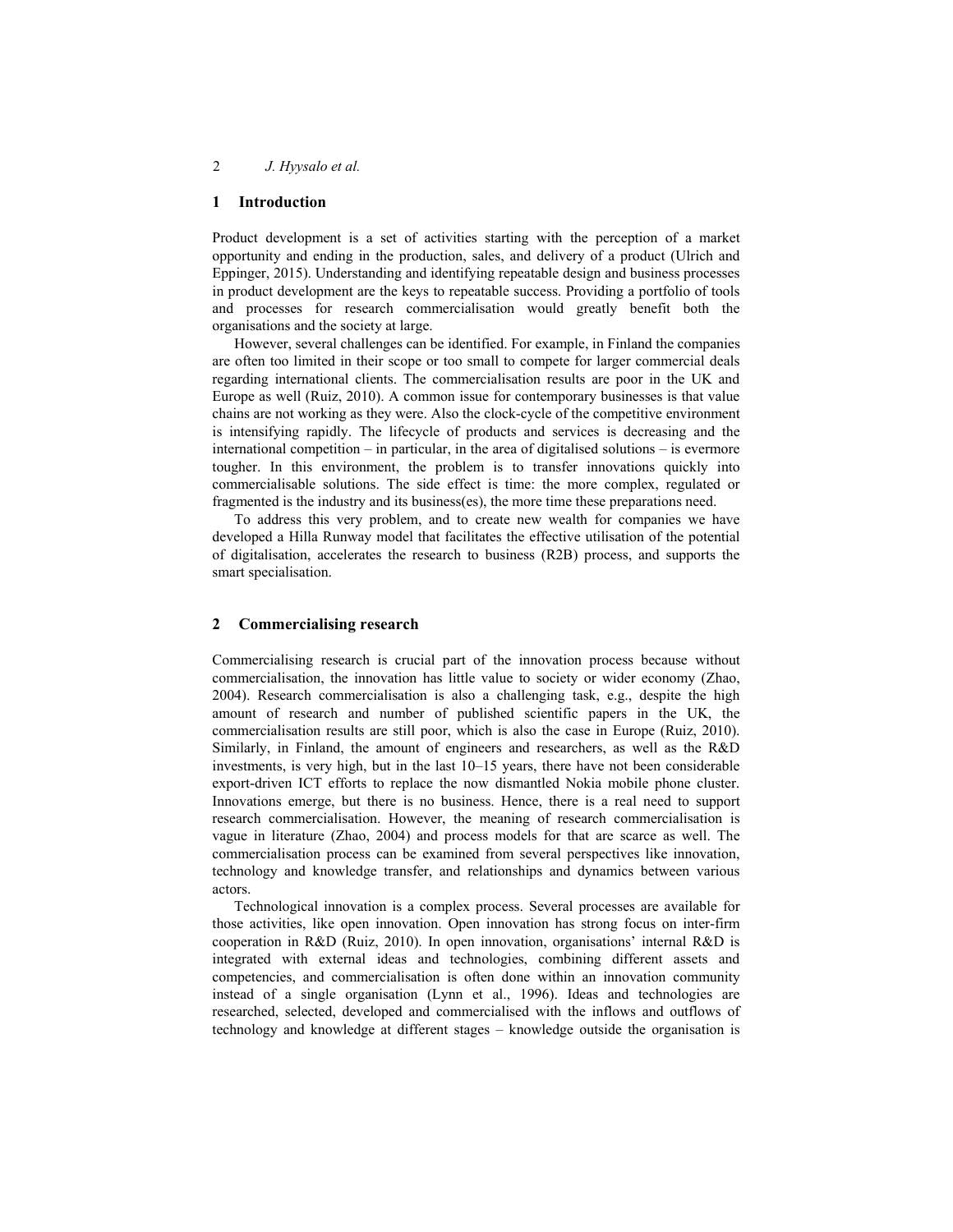## 1 Introduction

Product development is a set of activities starting with the perception of a market opportunity and ending in the production, sales, and delivery of a product (Ulrich and Eppinger, 2015). Understanding and identifying repeatable design and business processes in product development are the keys to repeatable success. Providing a portfolio of tools and processes for research commercialisation would greatly benefit both the organisations and the society at large.

However, several challenges can be identified. For example, in Finland the companies are often too limited in their scope or too small to compete for larger commercial deals regarding international clients. The commercialisation results are poor in the UK and Europe as well (Ruiz, 2010). A common issue for contemporary businesses is that value chains are not working as they were. Also the clock-cycle of the competitive environment is intensifying rapidly. The lifecycle of products and services is decreasing and the international competition – in particular, in the area of digitalised solutions – is evermore tougher. In this environment, the problem is to transfer innovations quickly into commercialisable solutions. The side effect is time: the more complex, regulated or fragmented is the industry and its business(es), the more time these preparations need.

To address this very problem, and to create new wealth for companies we have developed a Hilla Runway model that facilitates the effective utilisation of the potential of digitalisation, accelerates the research to business (R2B) process, and supports the smart specialisation.

## 2 Commercialising research

Commercialising research is crucial part of the innovation process because without commercialisation, the innovation has little value to society or wider economy (Zhao, 2004). Research commercialisation is also a challenging task, e.g., despite the high amount of research and number of published scientific papers in the UK, the commercialisation results are still poor, which is also the case in Europe (Ruiz, 2010). Similarly, in Finland, the amount of engineers and researchers, as well as the R&D investments, is very high, but in the last 10–15 years, there have not been considerable export-driven ICT efforts to replace the now dismantled Nokia mobile phone cluster. Innovations emerge, but there is no business. Hence, there is a real need to support research commercialisation. However, the meaning of research commercialisation is vague in literature (Zhao, 2004) and process models for that are scarce as well. The commercialisation process can be examined from several perspectives like innovation, technology and knowledge transfer, and relationships and dynamics between various actors.

Technological innovation is a complex process. Several processes are available for those activities, like open innovation. Open innovation has strong focus on inter-firm cooperation in R&D (Ruiz, 2010). In open innovation, organisations' internal R&D is integrated with external ideas and technologies, combining different assets and competencies, and commercialisation is often done within an innovation community instead of a single organisation (Lynn et al., 1996). Ideas and technologies are researched, selected, developed and commercialised with the inflows and outflows of technology and knowledge at different stages – knowledge outside the organisation is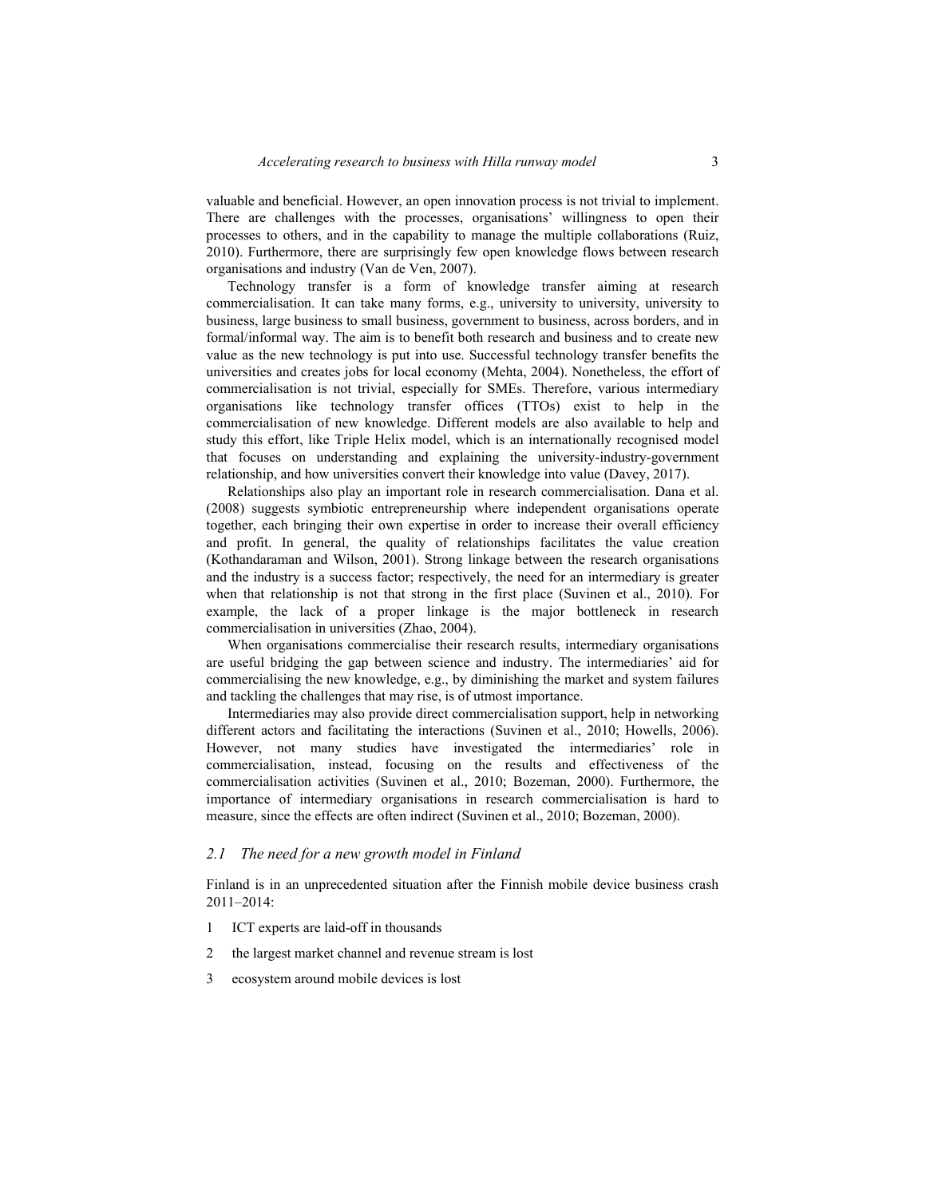valuable and beneficial. However, an open innovation process is not trivial to implement. There are challenges with the processes, organisations' willingness to open their processes to others, and in the capability to manage the multiple collaborations (Ruiz, 2010). Furthermore, there are surprisingly few open knowledge flows between research organisations and industry (Van de Ven, 2007).

Technology transfer is a form of knowledge transfer aiming at research commercialisation. It can take many forms, e.g., university to university, university to business, large business to small business, government to business, across borders, and in formal/informal way. The aim is to benefit both research and business and to create new value as the new technology is put into use. Successful technology transfer benefits the universities and creates jobs for local economy (Mehta, 2004). Nonetheless, the effort of commercialisation is not trivial, especially for SMEs. Therefore, various intermediary organisations like technology transfer offices (TTOs) exist to help in the commercialisation of new knowledge. Different models are also available to help and study this effort, like Triple Helix model, which is an internationally recognised model that focuses on understanding and explaining the university-industry-government relationship, and how universities convert their knowledge into value (Davey, 2017).

Relationships also play an important role in research commercialisation. Dana et al. (2008) suggests symbiotic entrepreneurship where independent organisations operate together, each bringing their own expertise in order to increase their overall efficiency and profit. In general, the quality of relationships facilitates the value creation (Kothandaraman and Wilson, 2001). Strong linkage between the research organisations and the industry is a success factor; respectively, the need for an intermediary is greater when that relationship is not that strong in the first place (Suvinen et al., 2010). For example, the lack of a proper linkage is the major bottleneck in research commercialisation in universities (Zhao, 2004).

When organisations commercialise their research results, intermediary organisations are useful bridging the gap between science and industry. The intermediaries' aid for commercialising the new knowledge, e.g., by diminishing the market and system failures and tackling the challenges that may rise, is of utmost importance.

Intermediaries may also provide direct commercialisation support, help in networking different actors and facilitating the interactions (Suvinen et al., 2010; Howells, 2006). However, not many studies have investigated the intermediaries' role in commercialisation, instead, focusing on the results and effectiveness of the commercialisation activities (Suvinen et al., 2010; Bozeman, 2000). Furthermore, the importance of intermediary organisations in research commercialisation is hard to measure, since the effects are often indirect (Suvinen et al., 2010; Bozeman, 2000).

### *2.1 The need for a new growth model in Finland*

Finland is in an unprecedented situation after the Finnish mobile device business crash 2011–2014:

1. ICT experts are laid-off in thousands
2. the largest market channel and revenue stream is lost
3. ecosystem around mobile devices is lost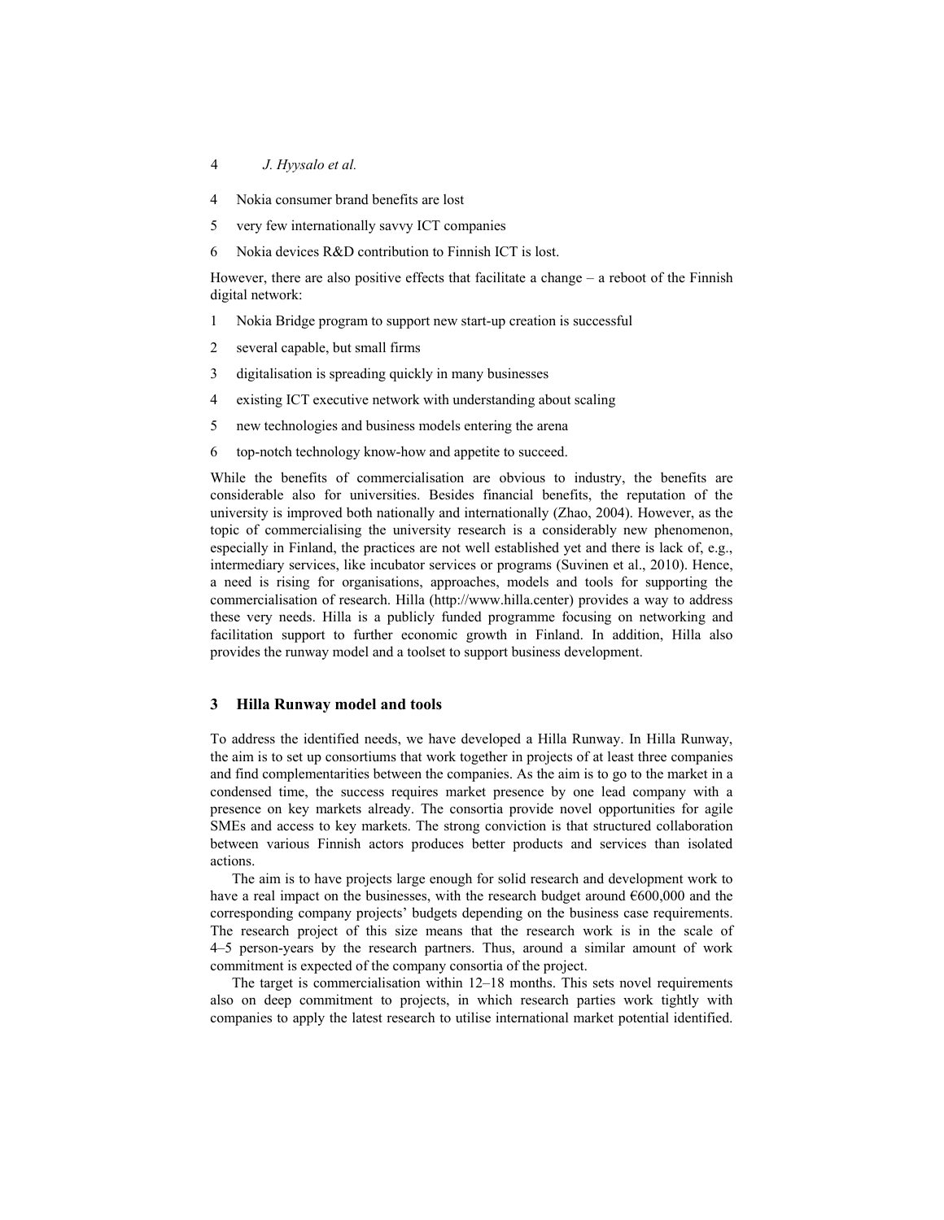4 Nokia consumer brand benefits are lost

5 very few internationally savvy ICT companies

6 Nokia devices R&D contribution to Finnish ICT is lost.

However, there are also positive effects that facilitate a change – a reboot of the Finnish digital network:

1 Nokia Bridge program to support new start-up creation is successful

2 several capable, but small firms

3 digitalisation is spreading quickly in many businesses

4 existing ICT executive network with understanding about scaling

5 new technologies and business models entering the arena

6 top-notch technology know-how and appetite to succeed.

While the benefits of commercialisation are obvious to industry, the benefits are considerable also for universities. Besides financial benefits, the reputation of the university is improved both nationally and internationally (Zhao, 2004). However, as the topic of commercialising the university research is a considerably new phenomenon, especially in Finland, the practices are not well established yet and there is lack of, e.g., intermediary services, like incubator services or programs (Suvinen et al., 2010). Hence, a need is rising for organisations, approaches, models and tools for supporting the commercialisation of research. Hilla (http://www.hilla.center) provides a way to address these very needs. Hilla is a publicly funded programme focusing on networking and facilitation support to further economic growth in Finland. In addition, Hilla also provides the runway model and a toolset to support business development.

## 3 Hilla Runway model and tools

To address the identified needs, we have developed a Hilla Runway. In Hilla Runway, the aim is to set up consortiums that work together in projects of at least three companies and find complementarities between the companies. As the aim is to go to the market in a condensed time, the success requires market presence by one lead company with a presence on key markets already. The consortia provide novel opportunities for agile SMEs and access to key markets. The strong conviction is that structured collaboration between various Finnish actors produces better products and services than isolated actions.

The aim is to have projects large enough for solid research and development work to have a real impact on the businesses, with the research budget around €600,000 and the corresponding company projects' budgets depending on the business case requirements. The research project of this size means that the research work is in the scale of 4–5 person-years by the research partners. Thus, around a similar amount of work commitment is expected of the company consortia of the project.

The target is commercialisation within 12–18 months. This sets novel requirements also on deep commitment to projects, in which research parties work tightly with companies to apply the latest research to utilise international market potential identified.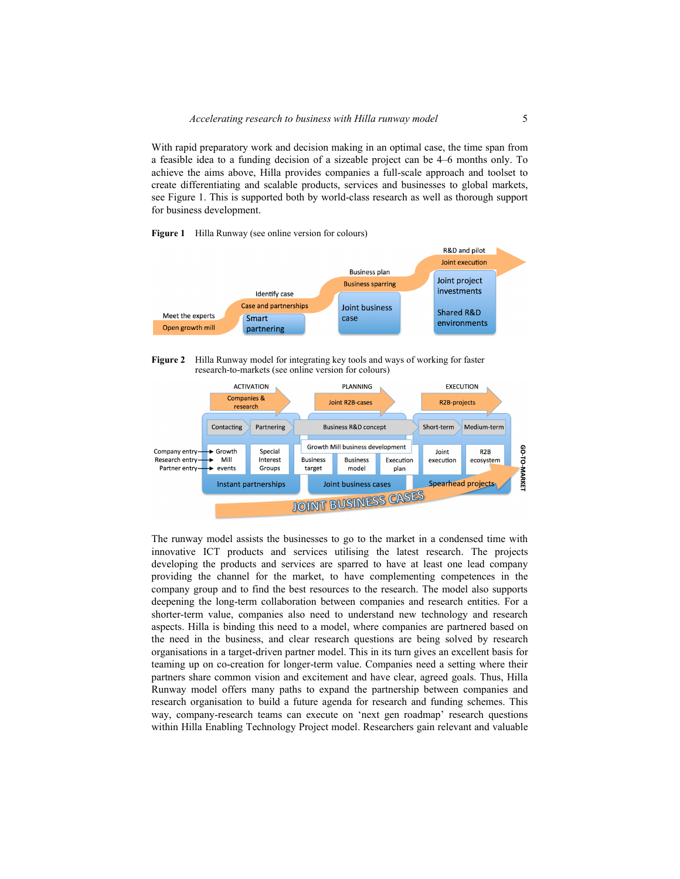With rapid preparatory work and decision making in an optimal case, the time span from a feasible idea to a funding decision of a sizeable project can be 4–6 months only. To achieve the aims above, Hilla provides companies a full-scale approach and toolset to create differentiating and scalable products, services and businesses to global markets, see Figure 1. This is supported both by world-class research as well as thorough support for business development.

**Figure 1** Hilla Runway (see online version for colours)

**Figure 2** Hilla Runway model for integrating key tools and ways of working for faster research-to-markets (see online version for colours)

The runway model assists the businesses to go to the market in a condensed time with innovative ICT products and services utilising the latest research. The projects developing the products and services are sparred to have at least one lead company providing the channel for the market, to have complementing competences in the company group and to find the best resources to the research. The model also supports deepening the long-term collaboration between companies and research entities. For a shorter-term value, companies also need to understand new technology and research aspects. Hilla is binding this need to a model, where companies are partnered based on the need in the business, and clear research questions are being solved by research organisations in a target-driven partner model. This in its turn gives an excellent basis for teaming up on co-creation for longer-term value. Companies need a setting where their partners share common vision and excitement and have clear, agreed goals. Thus, Hilla Runway model offers many paths to expand the partnership between companies and research organisation to build a future agenda for research and funding schemes. This way, company-research teams can execute on 'next gen roadmap' research questions within Hilla Enabling Technology Project model. Researchers gain relevant and valuable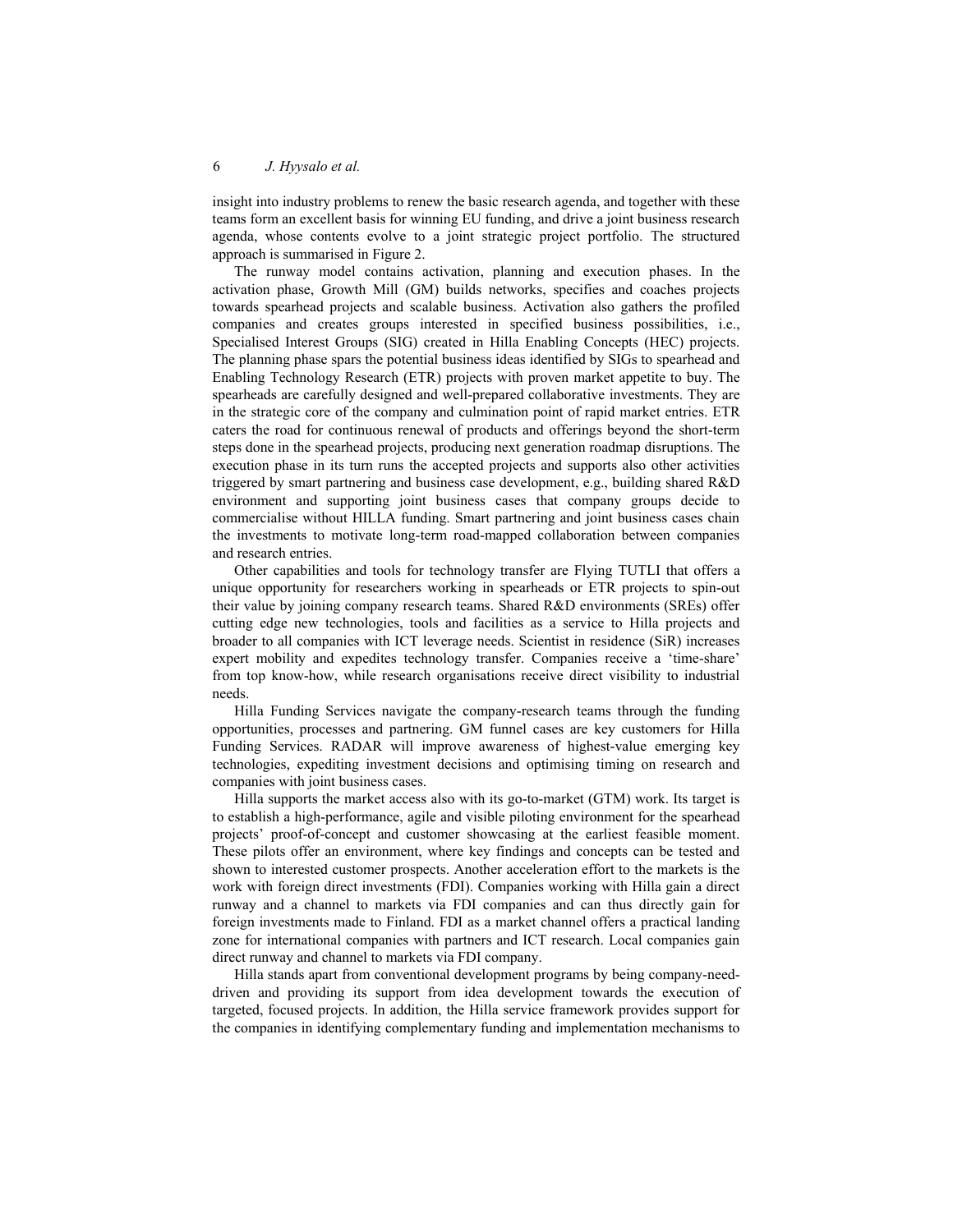insight into industry problems to renew the basic research agenda, and together with these teams form an excellent basis for winning EU funding, and drive a joint business research agenda, whose contents evolve to a joint strategic project portfolio. The structured approach is summarised in Figure 2.

The runway model contains activation, planning and execution phases. In the activation phase, Growth Mill (GM) builds networks, specifies and coaches projects towards spearhead projects and scalable business. Activation also gathers the profiled companies and creates groups interested in specified business possibilities, i.e., Specialised Interest Groups (SIG) created in Hilla Enabling Concepts (HEC) projects. The planning phase spars the potential business ideas identified by SIGs to spearhead and Enabling Technology Research (ETR) projects with proven market appetite to buy. The spearheads are carefully designed and well-prepared collaborative investments. They are in the strategic core of the company and culmination point of rapid market entries. ETR caters the road for continuous renewal of products and offerings beyond the short-term steps done in the spearhead projects, producing next generation roadmap disruptions. The execution phase in its turn runs the accepted projects and supports also other activities triggered by smart partnering and business case development, e.g., building shared R&D environment and supporting joint business cases that company groups decide to commercialise without HILLA funding. Smart partnering and joint business cases chain the investments to motivate long-term road-mapped collaboration between companies and research entries.

Other capabilities and tools for technology transfer are Flying TUTLI that offers a unique opportunity for researchers working in spearheads or ETR projects to spin-out their value by joining company research teams. Shared R&D environments (SREs) offer cutting edge new technologies, tools and facilities as a service to Hilla projects and broader to all companies with ICT leverage needs. Scientist in residence (SiR) increases expert mobility and expedites technology transfer. Companies receive a 'time-share' from top know-how, while research organisations receive direct visibility to industrial needs.

Hilla Funding Services navigate the company-research teams through the funding opportunities, processes and partnering. GM funnel cases are key customers for Hilla Funding Services. RADAR will improve awareness of highest-value emerging key technologies, expediting investment decisions and optimising timing on research and companies with joint business cases.

Hilla supports the market access also with its go-to-market (GTM) work. Its target is to establish a high-performance, agile and visible piloting environment for the spearhead projects' proof-of-concept and customer showcasing at the earliest feasible moment. These pilots offer an environment, where key findings and concepts can be tested and shown to interested customer prospects. Another acceleration effort to the markets is the work with foreign direct investments (FDI). Companies working with Hilla gain a direct runway and a channel to markets via FDI companies and can thus directly gain for foreign investments made to Finland. FDI as a market channel offers a practical landing zone for international companies with partners and ICT research. Local companies gain direct runway and channel to markets via FDI company.

Hilla stands apart from conventional development programs by being company-need-driven and providing its support from idea development towards the execution of targeted, focused projects. In addition, the Hilla service framework provides support for the companies in identifying complementary funding and implementation mechanisms to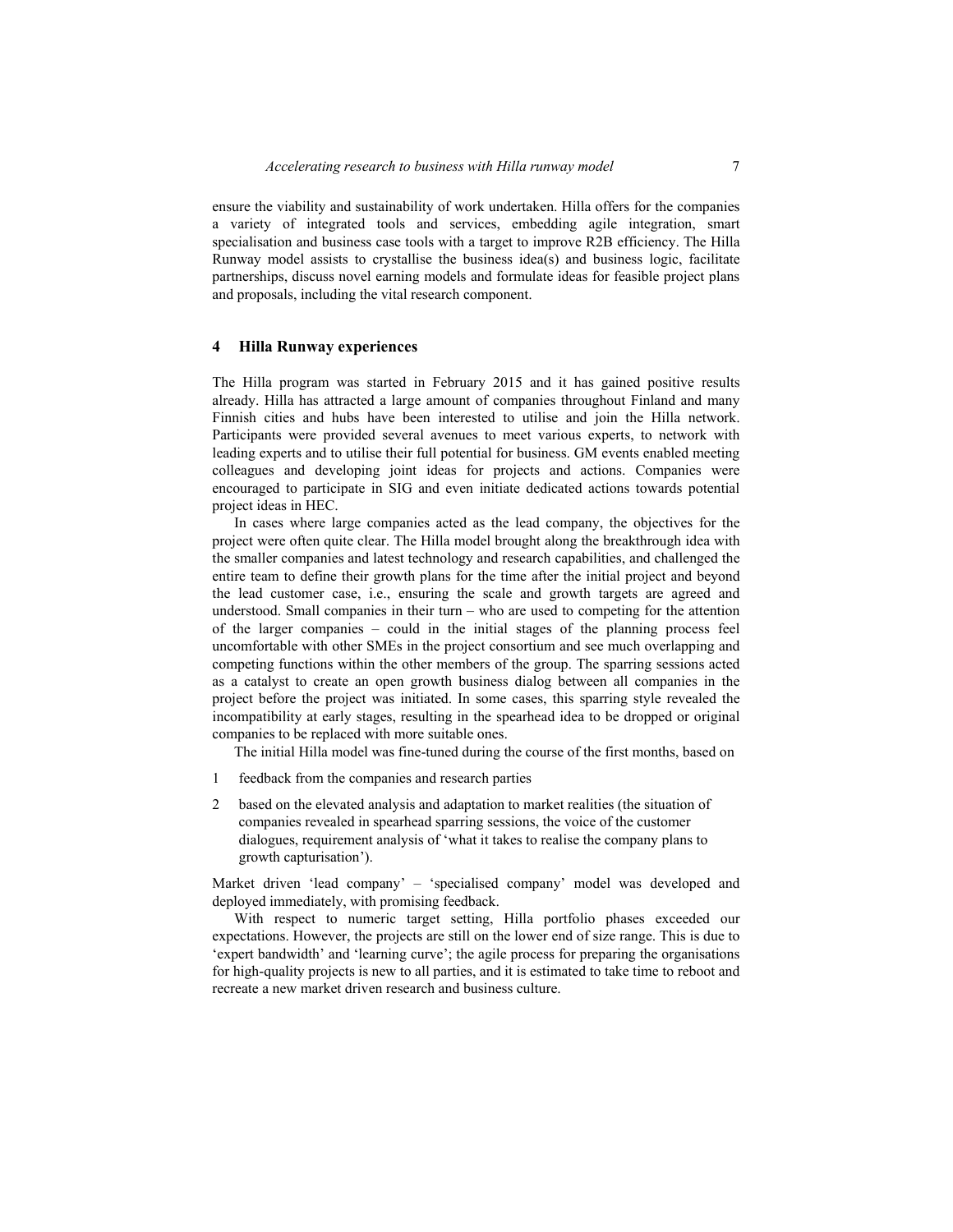ensure the viability and sustainability of work undertaken. Hilla offers for the companies a variety of integrated tools and services, embedding agile integration, smart specialisation and business case tools with a target to improve R2B efficiency. The Hilla Runway model assists to crystallise the business idea(s) and business logic, facilitate partnerships, discuss novel earning models and formulate ideas for feasible project plans and proposals, including the vital research component.

## 4 Hilla Runway experiences

The Hilla program was started in February 2015 and it has gained positive results already. Hilla has attracted a large amount of companies throughout Finland and many Finnish cities and hubs have been interested to utilise and join the Hilla network. Participants were provided several avenues to meet various experts, to network with leading experts and to utilise their full potential for business. GM events enabled meeting colleagues and developing joint ideas for projects and actions. Companies were encouraged to participate in SIG and even initiate dedicated actions towards potential project ideas in HEC.

In cases where large companies acted as the lead company, the objectives for the project were often quite clear. The Hilla model brought along the breakthrough idea with the smaller companies and latest technology and research capabilities, and challenged the entire team to define their growth plans for the time after the initial project and beyond the lead customer case, i.e., ensuring the scale and growth targets are agreed and understood. Small companies in their turn – who are used to competing for the attention of the larger companies – could in the initial stages of the planning process feel uncomfortable with other SMEs in the project consortium and see much overlapping and competing functions within the other members of the group. The sparring sessions acted as a catalyst to create an open growth business dialog between all companies in the project before the project was initiated. In some cases, this sparring style revealed the incompatibility at early stages, resulting in the spearhead idea to be dropped or original companies to be replaced with more suitable ones.

The initial Hilla model was fine-tuned during the course of the first months, based on

1. feedback from the companies and research parties
2. based on the elevated analysis and adaptation to market realities (the situation of companies revealed in spearhead sparring sessions, the voice of the customer dialogues, requirement analysis of 'what it takes to realise the company plans to growth capturisation').

Market driven 'lead company' – 'specialised company' model was developed and deployed immediately, with promising feedback.

With respect to numeric target setting, Hilla portfolio phases exceeded our expectations. However, the projects are still on the lower end of size range. This is due to 'expert bandwidth' and 'learning curve'; the agile process for preparing the organisations for high-quality projects is new to all parties, and it is estimated to take time to reboot and recreate a new market driven research and business culture.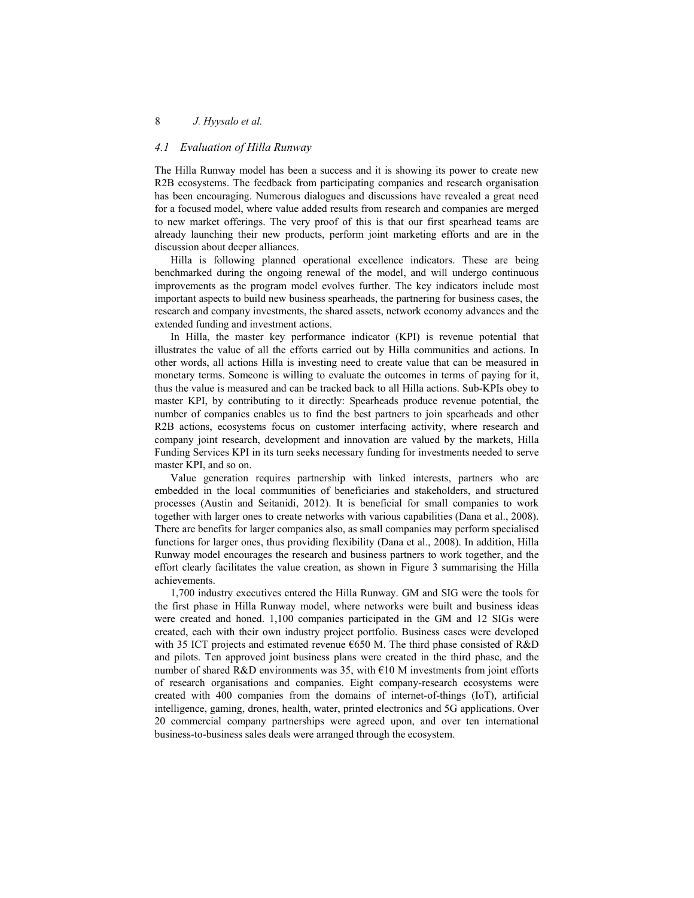### *4.1 Evaluation of Hilla Runway*

The Hilla Runway model has been a success and it is showing its power to create new R2B ecosystems. The feedback from participating companies and research organisation has been encouraging. Numerous dialogues and discussions have revealed a great need for a focused model, where value added results from research and companies are merged to new market offerings. The very proof of this is that our first spearhead teams are already launching their new products, perform joint marketing efforts and are in the discussion about deeper alliances.

Hilla is following planned operational excellence indicators. These are being benchmarked during the ongoing renewal of the model, and will undergo continuous improvements as the program model evolves further. The key indicators include most important aspects to build new business spearheads, the partnering for business cases, the research and company investments, the shared assets, network economy advances and the extended funding and investment actions.

In Hilla, the master key performance indicator (KPI) is revenue potential that illustrates the value of all the efforts carried out by Hilla communities and actions. In other words, all actions Hilla is investing need to create value that can be measured in monetary terms. Someone is willing to evaluate the outcomes in terms of paying for it, thus the value is measured and can be tracked back to all Hilla actions. Sub-KPIs obey to master KPI, by contributing to it directly: Spearheads produce revenue potential, the number of companies enables us to find the best partners to join spearheads and other R2B actions, ecosystems focus on customer interfacing activity, where research and company joint research, development and innovation are valued by the markets, Hilla Funding Services KPI in its turn seeks necessary funding for investments needed to serve master KPI, and so on.

Value generation requires partnership with linked interests, partners who are embedded in the local communities of beneficiaries and stakeholders, and structured processes (Austin and Seitanidi, 2012). It is beneficial for small companies to work together with larger ones to create networks with various capabilities (Dana et al., 2008). There are benefits for larger companies also, as small companies may perform specialised functions for larger ones, thus providing flexibility (Dana et al., 2008). In addition, Hilla Runway model encourages the research and business partners to work together, and the effort clearly facilitates the value creation, as shown in Figure 3 summarising the Hilla achievements.

1,700 industry executives entered the Hilla Runway. GM and SIG were the tools for the first phase in Hilla Runway model, where networks were built and business ideas were created and honed. 1,100 companies participated in the GM and 12 SIGs were created, each with their own industry project portfolio. Business cases were developed with 35 ICT projects and estimated revenue €650 M. The third phase consisted of R&D and pilots. Ten approved joint business plans were created in the third phase, and the number of shared R&D environments was 35, with €10 M investments from joint efforts of research organisations and companies. Eight company-research ecosystems were created with 400 companies from the domains of internet-of-things (IoT), artificial intelligence, gaming, drones, health, water, printed electronics and 5G applications. Over 20 commercial company partnerships were agreed upon, and over ten international business-to-business sales deals were arranged through the ecosystem.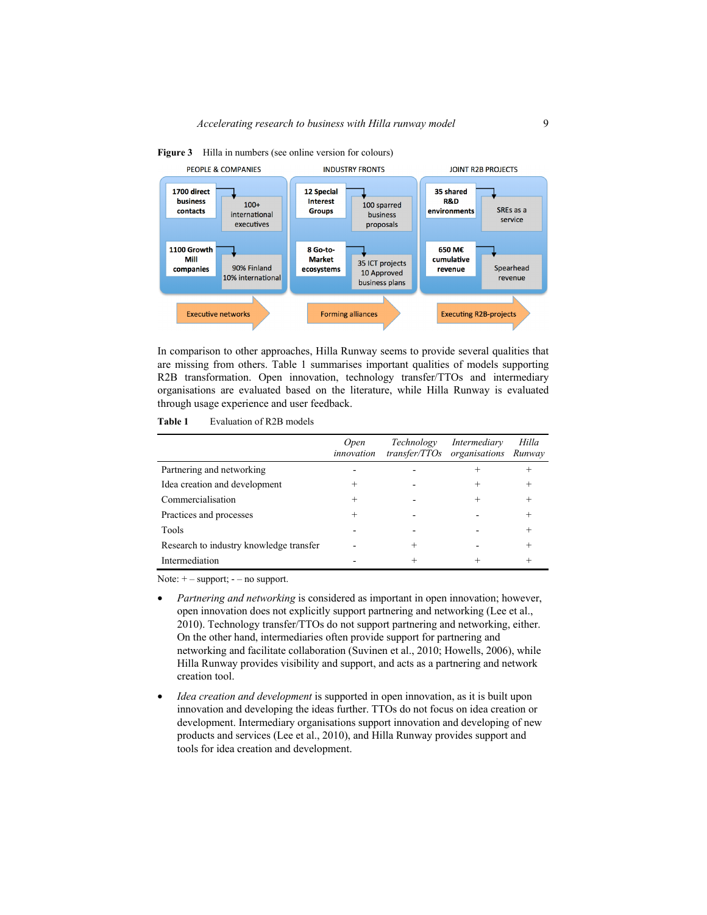**Figure 3** Hilla in numbers (see online version for colours)

| PEOPLE & COMPANIES | | INDUSTRY FRONTS | | JOINT R2B PROJECTS | |
|---|---|---|---|---|---|
| 1700 direct business contacts | 100+ international executives | 12 Special Interest Groups | 100 sparred business proposals | 35 shared R&D environments | SREs as a service |
| 1100 Growth Mill companies | 90% Finland 10% international | 8 Go-to-Market ecosystems | 35 ICT projects 10 Approved business plans | 650 M€ cumulative revenue | Spearhead revenue |
| Executive networks | | Forming alliances | | Executing R2B-projects | |

In comparison to other approaches, Hilla Runway seems to provide several qualities that are missing from others. Table 1 summarises important qualities of models supporting R2B transformation. Open innovation, technology transfer/TTOs and intermediary organisations are evaluated based on the literature, while Hilla Runway is evaluated through usage experience and user feedback.

**Table 1** Evaluation of R2B models

| | *Open innovation* | *Technology transfer/TTOs* | *Intermediary organisations* | *Hilla Runway* |
|---|---|---|---|---|
| Partnering and networking | - | - | + | + |
| Idea creation and development | + | - | + | + |
| Commercialisation | + | - | + | + |
| Practices and processes | + | - | - | + |
| Tools | - | - | - | + |
| Research to industry knowledge transfer | - | + | - | + |
| Intermediation | - | + | + | + |

Note: + – support; - – no support.

- *Partnering and networking* is considered as important in open innovation; however, open innovation does not explicitly support partnering and networking (Lee et al., 2010). Technology transfer/TTOs do not support partnering and networking, either. On the other hand, intermediaries often provide support for partnering and networking and facilitate collaboration (Suvinen et al., 2010; Howells, 2006), while Hilla Runway provides visibility and support, and acts as a partnering and network creation tool.
- *Idea creation and development* is supported in open innovation, as it is built upon innovation and developing the ideas further. TTOs do not focus on idea creation or development. Intermediary organisations support innovation and developing of new products and services (Lee et al., 2010), and Hilla Runway provides support and tools for idea creation and development.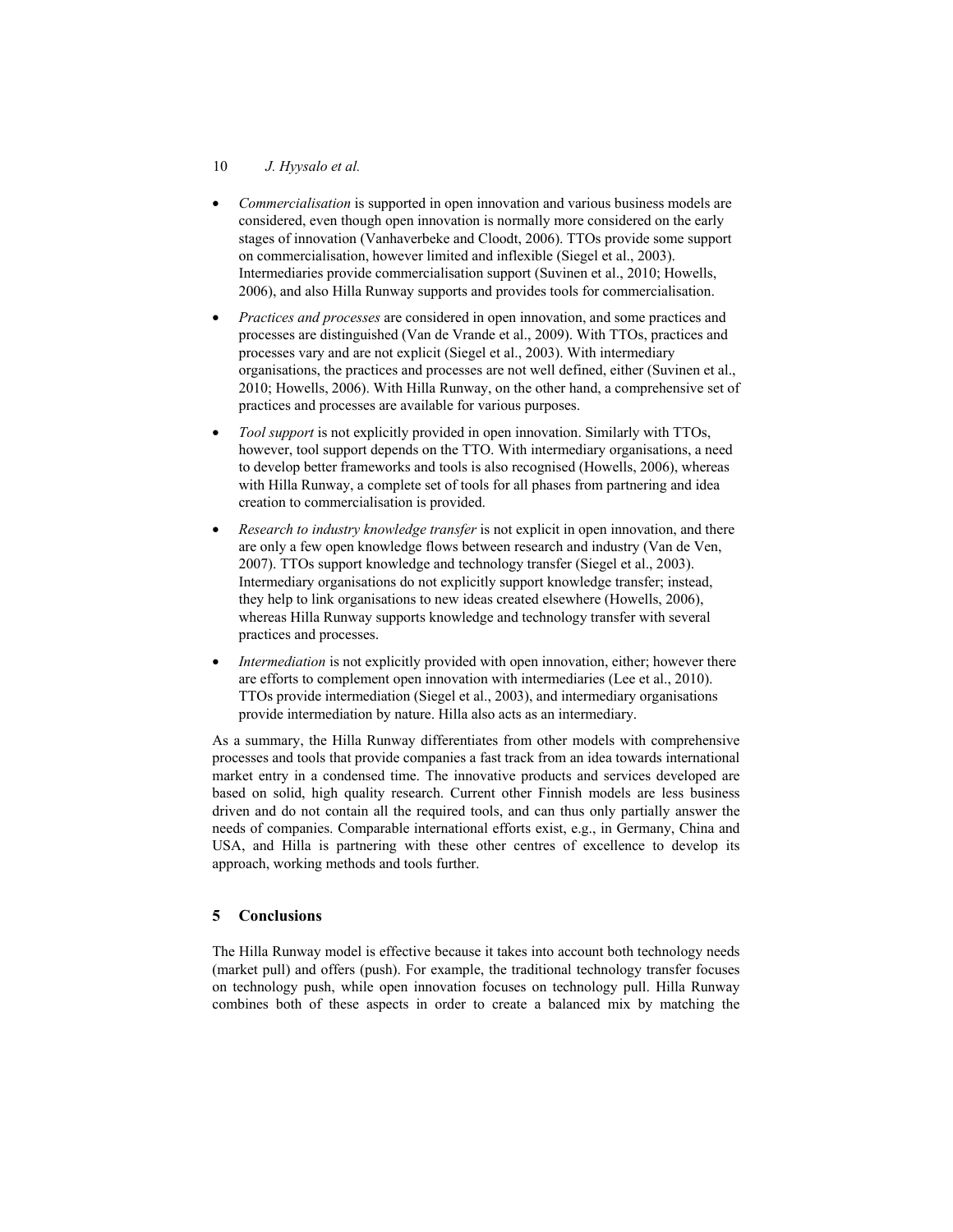- *Commercialisation* is supported in open innovation and various business models are considered, even though open innovation is normally more considered on the early stages of innovation (Vanhaverbeke and Cloodt, 2006). TTOs provide some support on commercialisation, however limited and inflexible (Siegel et al., 2003). Intermediaries provide commercialisation support (Suvinen et al., 2010; Howells, 2006), and also Hilla Runway supports and provides tools for commercialisation.
- *Practices and processes* are considered in open innovation, and some practices and processes are distinguished (Van de Vrande et al., 2009). With TTOs, practices and processes vary and are not explicit (Siegel et al., 2003). With intermediary organisations, the practices and processes are not well defined, either (Suvinen et al., 2010; Howells, 2006). With Hilla Runway, on the other hand, a comprehensive set of practices and processes are available for various purposes.
- *Tool support* is not explicitly provided in open innovation. Similarly with TTOs, however, tool support depends on the TTO. With intermediary organisations, a need to develop better frameworks and tools is also recognised (Howells, 2006), whereas with Hilla Runway, a complete set of tools for all phases from partnering and idea creation to commercialisation is provided.
- *Research to industry knowledge transfer* is not explicit in open innovation, and there are only a few open knowledge flows between research and industry (Van de Ven, 2007). TTOs support knowledge and technology transfer (Siegel et al., 2003). Intermediary organisations do not explicitly support knowledge transfer; instead, they help to link organisations to new ideas created elsewhere (Howells, 2006), whereas Hilla Runway supports knowledge and technology transfer with several practices and processes.
- *Intermediation* is not explicitly provided with open innovation, either; however there are efforts to complement open innovation with intermediaries (Lee et al., 2010). TTOs provide intermediation (Siegel et al., 2003), and intermediary organisations provide intermediation by nature. Hilla also acts as an intermediary.

As a summary, the Hilla Runway differentiates from other models with comprehensive processes and tools that provide companies a fast track from an idea towards international market entry in a condensed time. The innovative products and services developed are based on solid, high quality research. Current other Finnish models are less business driven and do not contain all the required tools, and can thus only partially answer the needs of companies. Comparable international efforts exist, e.g., in Germany, China and USA, and Hilla is partnering with these other centres of excellence to develop its approach, working methods and tools further.

## 5 Conclusions

The Hilla Runway model is effective because it takes into account both technology needs (market pull) and offers (push). For example, the traditional technology transfer focuses on technology push, while open innovation focuses on technology pull. Hilla Runway combines both of these aspects in order to create a balanced mix by matching the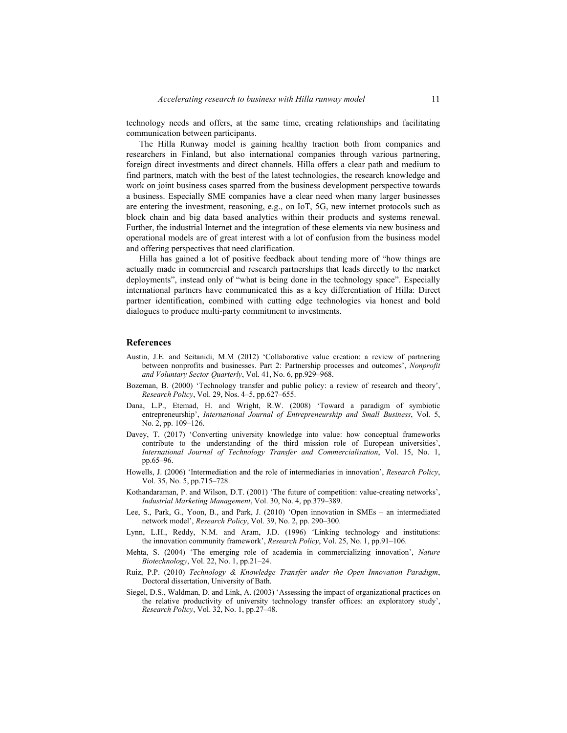technology needs and offers, at the same time, creating relationships and facilitating communication between participants.

The Hilla Runway model is gaining healthy traction both from companies and researchers in Finland, but also international companies through various partnering, foreign direct investments and direct channels. Hilla offers a clear path and medium to find partners, match with the best of the latest technologies, the research knowledge and work on joint business cases sparred from the business development perspective towards a business. Especially SME companies have a clear need when many larger businesses are entering the investment, reasoning, e.g., on IoT, 5G, new internet protocols such as block chain and big data based analytics within their products and systems renewal. Further, the industrial Internet and the integration of these elements via new business and operational models are of great interest with a lot of confusion from the business model and offering perspectives that need clarification.

Hilla has gained a lot of positive feedback about tending more of "how things are actually made in commercial and research partnerships that leads directly to the market deployments", instead only of "what is being done in the technology space". Especially international partners have communicated this as a key differentiation of Hilla: Direct partner identification, combined with cutting edge technologies via honest and bold dialogues to produce multi-party commitment to investments.

## References

Austin, J.E. and Seitanidi, M.M (2012) 'Collaborative value creation: a review of partnering between nonprofits and businesses. Part 2: Partnership processes and outcomes', *Nonprofit and Voluntary Sector Quarterly*, Vol. 41, No. 6, pp.929–968.

Bozeman, B. (2000) 'Technology transfer and public policy: a review of research and theory', *Research Policy*, Vol. 29, Nos. 4–5, pp.627–655.

Dana, L.P., Etemad, H. and Wright, R.W. (2008) 'Toward a paradigm of symbiotic entrepreneurship', *International Journal of Entrepreneurship and Small Business*, Vol. 5, No. 2, pp. 109–126.

Davey, T. (2017) 'Converting university knowledge into value: how conceptual frameworks contribute to the understanding of the third mission role of European universities', *International Journal of Technology Transfer and Commercialisation*, Vol. 15, No. 1, pp.65–96.

Howells, J. (2006) 'Intermediation and the role of intermediaries in innovation', *Research Policy*, Vol. 35, No. 5, pp.715–728.

Kothandaraman, P. and Wilson, D.T. (2001) 'The future of competition: value-creating networks', *Industrial Marketing Management*, Vol. 30, No. 4, pp.379–389.

Lee, S., Park, G., Yoon, B., and Park, J. (2010) 'Open innovation in SMEs – an intermediated network model', *Research Policy*, Vol. 39, No. 2, pp. 290–300.

Lynn, L.H., Reddy, N.M. and Aram, J.D. (1996) 'Linking technology and institutions: the innovation community framework', *Research Policy*, Vol. 25, No. 1, pp.91–106.

Mehta, S. (2004) 'The emerging role of academia in commercializing innovation', *Nature Biotechnology*, Vol. 22, No. 1, pp.21–24.

Ruiz, P.P. (2010) *Technology & Knowledge Transfer under the Open Innovation Paradigm*, Doctoral dissertation, University of Bath.

Siegel, D.S., Waldman, D. and Link, A. (2003) 'Assessing the impact of organizational practices on the relative productivity of university technology transfer offices: an exploratory study', *Research Policy*, Vol. 32, No. 1, pp.27–48.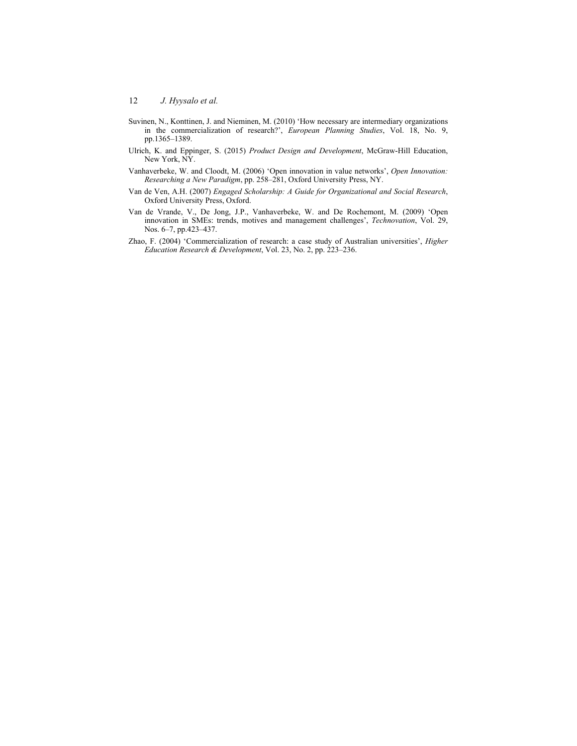Suvinen, N., Konttinen, J. and Nieminen, M. (2010) 'How necessary are intermediary organizations in the commercialization of research?', *European Planning Studies*, Vol. 18, No. 9, pp.1365–1389.

Ulrich, K. and Eppinger, S. (2015) *Product Design and Development*, McGraw-Hill Education, New York, NY.

Vanhaverbeke, W. and Cloodt, M. (2006) 'Open innovation in value networks', *Open Innovation: Researching a New Paradigm*, pp. 258–281, Oxford University Press, NY.

Van de Ven, A.H. (2007) *Engaged Scholarship: A Guide for Organizational and Social Research*, Oxford University Press, Oxford.

Van de Vrande, V., De Jong, J.P., Vanhaverbeke, W. and De Rochemont, M. (2009) 'Open innovation in SMEs: trends, motives and management challenges', *Technovation*, Vol. 29, Nos. 6–7, pp.423–437.

Zhao, F. (2004) 'Commercialization of research: a case study of Australian universities', *Higher Education Research & Development*, Vol. 23, No. 2, pp. 223–236.